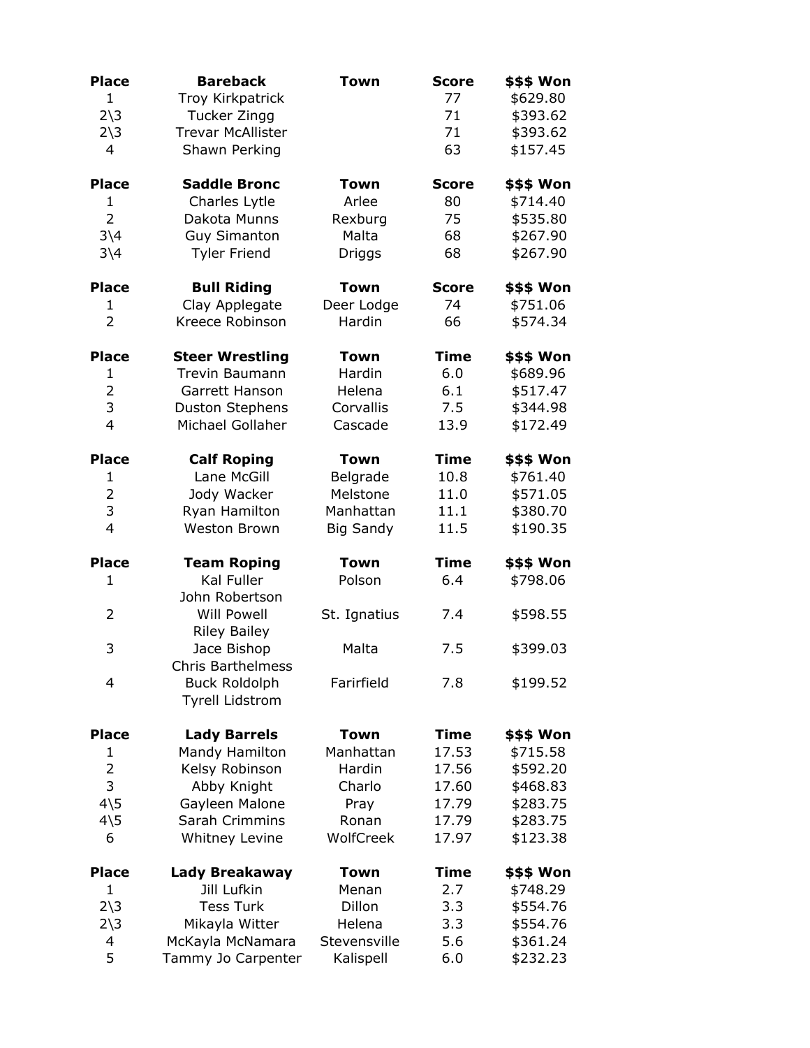| Place | Bareback | Town | Score | $$$ Won |
|---|---|---|---|---|
| 1 | Troy Kirkpatrick | | 77 | $629.80 |
| 2\3 | Tucker Zingg | | 71 | $393.62 |
| 2\3 | Trevar McAllister | | 71 | $393.62 |
| 4 | Shawn Perking | | 63 | $157.45 |

| Place | Saddle Bronc | Town | Score | $$$ Won |
|---|---|---|---|---|
| 1 | Charles Lytle | Arlee | 80 | $714.40 |
| 2 | Dakota Munns | Rexburg | 75 | $535.80 |
| 3\4 | Guy Simanton | Malta | 68 | $267.90 |
| 3\4 | Tyler Friend | Driggs | 68 | $267.90 |

| Place | Bull Riding | Town | Score | $$$ Won |
|---|---|---|---|---|
| 1 | Clay Applegate | Deer Lodge | 74 | $751.06 |
| 2 | Kreece Robinson | Hardin | 66 | $574.34 |

| Place | Steer Wrestling | Town | Time | $$$ Won |
|---|---|---|---|---|
| 1 | Trevin Baumann | Hardin | 6.0 | $689.96 |
| 2 | Garrett Hanson | Helena | 6.1 | $517.47 |
| 3 | Duston Stephens | Corvallis | 7.5 | $344.98 |
| 4 | Michael Gollaher | Cascade | 13.9 | $172.49 |

| Place | Calf Roping | Town | Time | $$$ Won |
|---|---|---|---|---|
| 1 | Lane McGill | Belgrade | 10.8 | $761.40 |
| 2 | Jody Wacker | Melstone | 11.0 | $571.05 |
| 3 | Ryan Hamilton | Manhattan | 11.1 | $380.70 |
| 4 | Weston Brown | Big Sandy | 11.5 | $190.35 |

| Place | Team Roping | Town | Time | $$$ Won |
|---|---|---|---|---|
| 1 | Kal Fuller<br>John Robertson | Polson | 6.4 | $798.06 |
| 2 | Will Powell<br>Riley Bailey | St. Ignatius | 7.4 | $598.55 |
| 3 | Jace Bishop<br>Chris Barthelmess | Malta | 7.5 | $399.03 |
| 4 | Buck Roldolph<br>Tyrell Lidstrom | Farirfield | 7.8 | $199.52 |

| Place | Lady Barrels | Town | Time | $$$ Won |
|---|---|---|---|---|
| 1 | Mandy Hamilton | Manhattan | 17.53 | $715.58 |
| 2 | Kelsy Robinson | Hardin | 17.56 | $592.20 |
| 3 | Abby Knight | Charlo | 17.60 | $468.83 |
| 4\5 | Gayleen Malone | Pray | 17.79 | $283.75 |
| 4\5 | Sarah Crimmins | Ronan | 17.79 | $283.75 |
| 6 | Whitney Levine | WolfCreek | 17.97 | $123.38 |

| Place | Lady Breakaway | Town | Time | $$$ Won |
|---|---|---|---|---|
| 1 | Jill Lufkin | Menan | 2.7 | $748.29 |
| 2\3 | Tess Turk | Dillon | 3.3 | $554.76 |
| 2\3 | Mikayla Witter | Helena | 3.3 | $554.76 |
| 4 | McKayla McNamara | Stevensville | 5.6 | $361.24 |
| 5 | Tammy Jo Carpenter | Kalispell | 6.0 | $232.23 |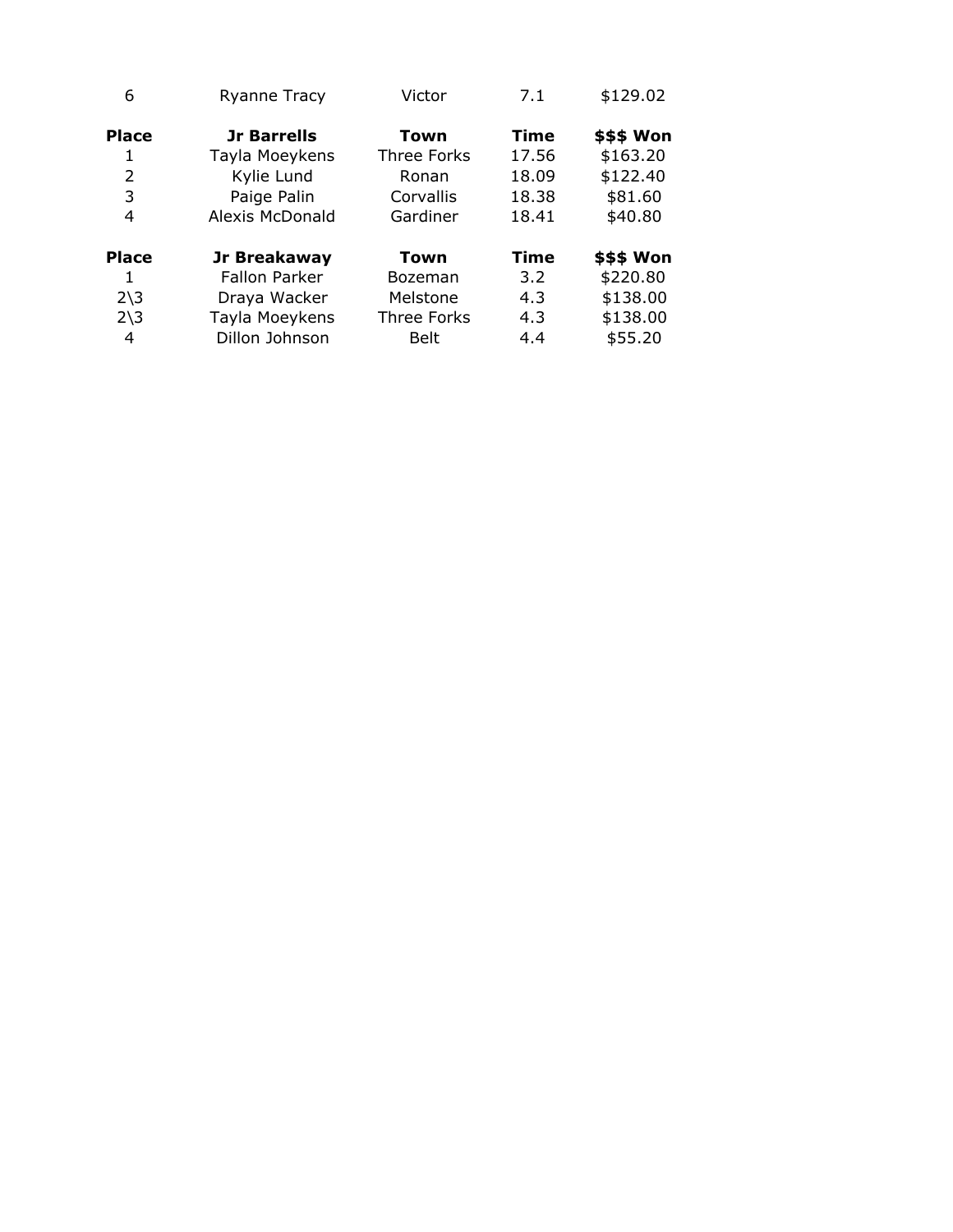| | | | | |
|---|---|---|---|---|
| 6 | Ryanne Tracy | Victor | 7.1 | $129.02 |

| Place | Jr Barrells | Town | Time | $$$ Won |
|---|---|---|---|---|
| 1 | Tayla Moeykens | Three Forks | 17.56 | $163.20 |
| 2 | Kylie Lund | Ronan | 18.09 | $122.40 |
| 3 | Paige Palin | Corvallis | 18.38 | $81.60 |
| 4 | Alexis McDonald | Gardiner | 18.41 | $40.80 |

| Place | Jr Breakaway | Town | Time | $$$ Won |
|---|---|---|---|---|
| 1 | Fallon Parker | Bozeman | 3.2 | $220.80 |
| 2\3 | Draya Wacker | Melstone | 4.3 | $138.00 |
| 2\3 | Tayla Moeykens | Three Forks | 4.3 | $138.00 |
| 4 | Dillon Johnson | Belt | 4.4 | $55.20 |